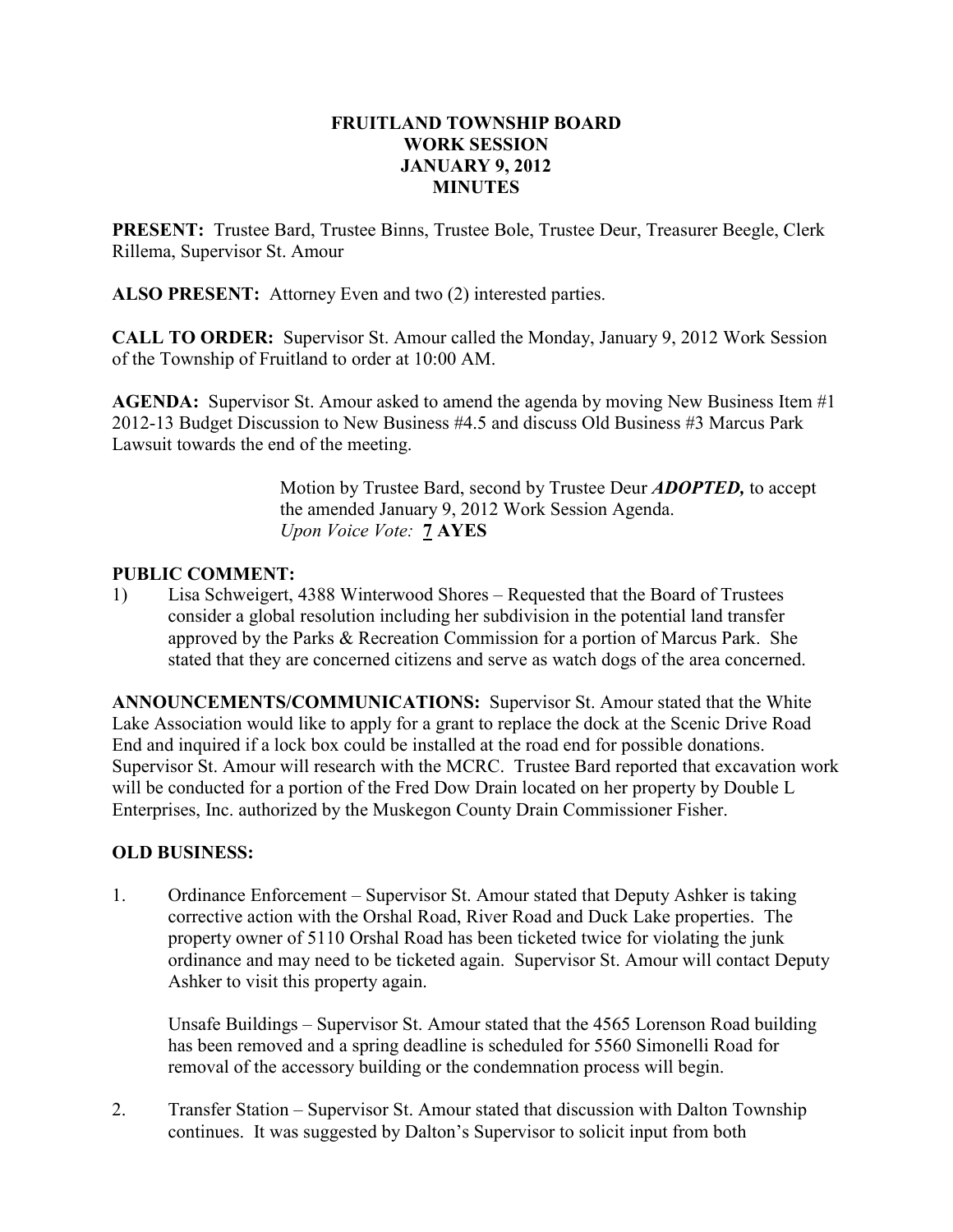# FRUITLAND TOWNSHIP BOARD
# WORK SESSION
# JANUARY 9, 2012
# MINUTES

**PRESENT:** Trustee Bard, Trustee Binns, Trustee Bole, Trustee Deur, Treasurer Beegle, Clerk Rillema, Supervisor St. Amour

**ALSO PRESENT:** Attorney Even and two (2) interested parties.

**CALL TO ORDER:** Supervisor St. Amour called the Monday, January 9, 2012 Work Session of the Township of Fruitland to order at 10:00 AM.

**AGENDA:** Supervisor St. Amour asked to amend the agenda by moving New Business Item #1 2012-13 Budget Discussion to New Business #4.5 and discuss Old Business #3 Marcus Park Lawsuit towards the end of the meeting.

> Motion by Trustee Bard, second by Trustee Deur ***ADOPTED,*** to accept the amended January 9, 2012 Work Session Agenda.
> *Upon Voice Vote:* **7 AYES**

**PUBLIC COMMENT:**

1) Lisa Schweigert, 4388 Winterwood Shores – Requested that the Board of Trustees consider a global resolution including her subdivision in the potential land transfer approved by the Parks & Recreation Commission for a portion of Marcus Park. She stated that they are concerned citizens and serve as watch dogs of the area concerned.

**ANNOUNCEMENTS/COMMUNICATIONS:** Supervisor St. Amour stated that the White Lake Association would like to apply for a grant to replace the dock at the Scenic Drive Road End and inquired if a lock box could be installed at the road end for possible donations. Supervisor St. Amour will research with the MCRC. Trustee Bard reported that excavation work will be conducted for a portion of the Fred Dow Drain located on her property by Double L Enterprises, Inc. authorized by the Muskegon County Drain Commissioner Fisher.

**OLD BUSINESS:**

1. Ordinance Enforcement – Supervisor St. Amour stated that Deputy Ashker is taking corrective action with the Orshal Road, River Road and Duck Lake properties. The property owner of 5110 Orshal Road has been ticketed twice for violating the junk ordinance and may need to be ticketed again. Supervisor St. Amour will contact Deputy Ashker to visit this property again.

   Unsafe Buildings – Supervisor St. Amour stated that the 4565 Lorenson Road building has been removed and a spring deadline is scheduled for 5560 Simonelli Road for removal of the accessory building or the condemnation process will begin.

2. Transfer Station – Supervisor St. Amour stated that discussion with Dalton Township continues. It was suggested by Dalton's Supervisor to solicit input from both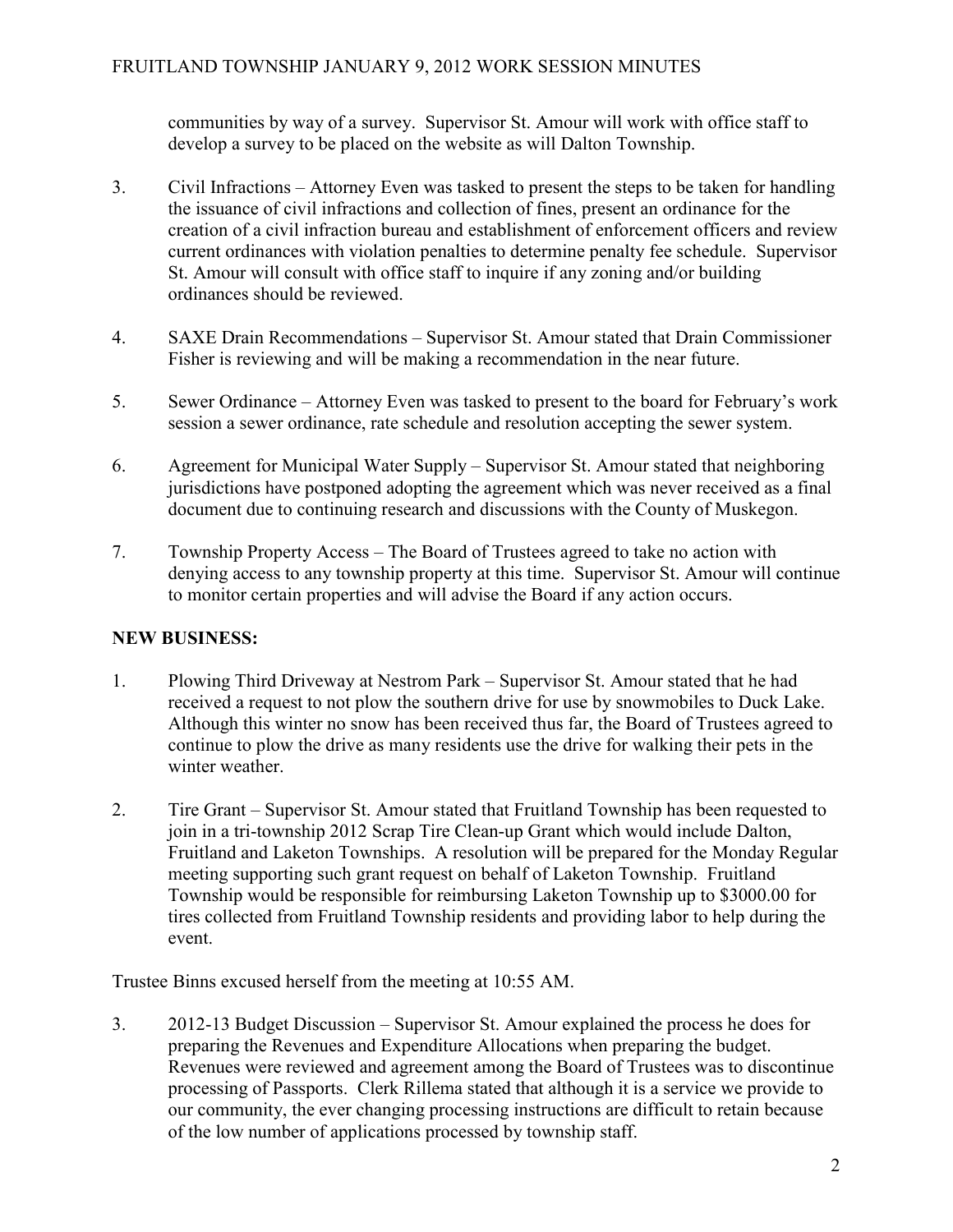communities by way of a survey. Supervisor St. Amour will work with office staff to develop a survey to be placed on the website as will Dalton Township.

3. Civil Infractions – Attorney Even was tasked to present the steps to be taken for handling the issuance of civil infractions and collection of fines, present an ordinance for the creation of a civil infraction bureau and establishment of enforcement officers and review current ordinances with violation penalties to determine penalty fee schedule. Supervisor St. Amour will consult with office staff to inquire if any zoning and/or building ordinances should be reviewed.

4. SAXE Drain Recommendations – Supervisor St. Amour stated that Drain Commissioner Fisher is reviewing and will be making a recommendation in the near future.

5. Sewer Ordinance – Attorney Even was tasked to present to the board for February's work session a sewer ordinance, rate schedule and resolution accepting the sewer system.

6. Agreement for Municipal Water Supply – Supervisor St. Amour stated that neighboring jurisdictions have postponed adopting the agreement which was never received as a final document due to continuing research and discussions with the County of Muskegon.

7. Township Property Access – The Board of Trustees agreed to take no action with denying access to any township property at this time. Supervisor St. Amour will continue to monitor certain properties and will advise the Board if any action occurs.

**NEW BUSINESS:**

1. Plowing Third Driveway at Nestrom Park – Supervisor St. Amour stated that he had received a request to not plow the southern drive for use by snowmobiles to Duck Lake. Although this winter no snow has been received thus far, the Board of Trustees agreed to continue to plow the drive as many residents use the drive for walking their pets in the winter weather.

2. Tire Grant – Supervisor St. Amour stated that Fruitland Township has been requested to join in a tri-township 2012 Scrap Tire Clean-up Grant which would include Dalton, Fruitland and Laketon Townships. A resolution will be prepared for the Monday Regular meeting supporting such grant request on behalf of Laketon Township. Fruitland Township would be responsible for reimbursing Laketon Township up to $3000.00 for tires collected from Fruitland Township residents and providing labor to help during the event.

Trustee Binns excused herself from the meeting at 10:55 AM.

3. 2012-13 Budget Discussion – Supervisor St. Amour explained the process he does for preparing the Revenues and Expenditure Allocations when preparing the budget. Revenues were reviewed and agreement among the Board of Trustees was to discontinue processing of Passports. Clerk Rillema stated that although it is a service we provide to our community, the ever changing processing instructions are difficult to retain because of the low number of applications processed by township staff.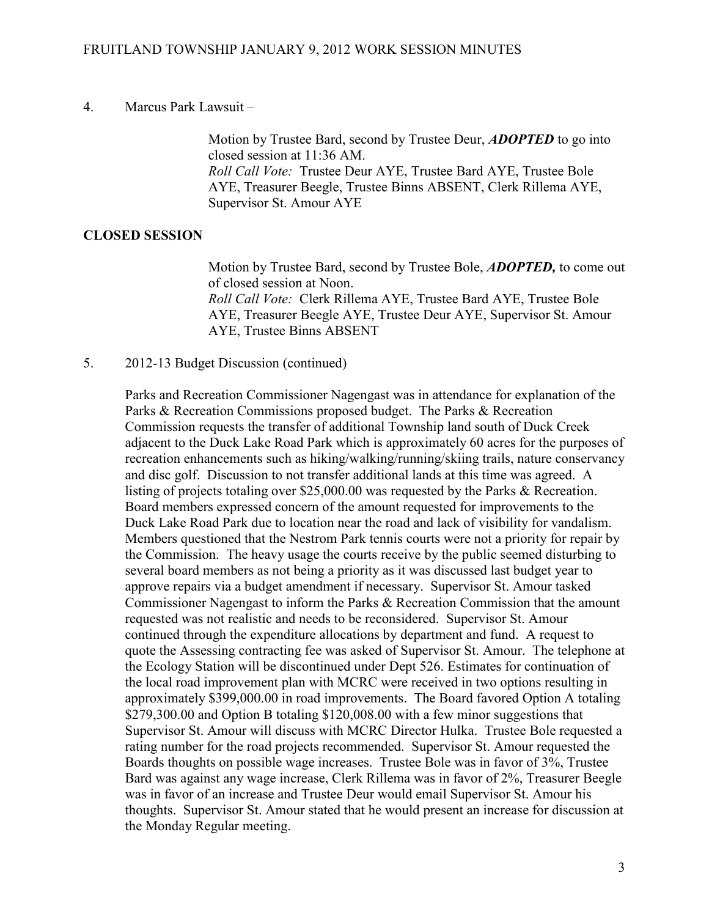4. Marcus Park Lawsuit –

> Motion by Trustee Bard, second by Trustee Deur, ***ADOPTED*** to go into closed session at 11:36 AM.
> *Roll Call Vote:* Trustee Deur AYE, Trustee Bard AYE, Trustee Bole AYE, Treasurer Beegle, Trustee Binns ABSENT, Clerk Rillema AYE, Supervisor St. Amour AYE

**CLOSED SESSION**

> Motion by Trustee Bard, second by Trustee Bole, ***ADOPTED,*** to come out of closed session at Noon.
> *Roll Call Vote:* Clerk Rillema AYE, Trustee Bard AYE, Trustee Bole AYE, Treasurer Beegle AYE, Trustee Deur AYE, Supervisor St. Amour AYE, Trustee Binns ABSENT

5. 2012-13 Budget Discussion (continued)

Parks and Recreation Commissioner Nagengast was in attendance for explanation of the Parks & Recreation Commissions proposed budget. The Parks & Recreation Commission requests the transfer of additional Township land south of Duck Creek adjacent to the Duck Lake Road Park which is approximately 60 acres for the purposes of recreation enhancements such as hiking/walking/running/skiing trails, nature conservancy and disc golf. Discussion to not transfer additional lands at this time was agreed. A listing of projects totaling over $25,000.00 was requested by the Parks & Recreation. Board members expressed concern of the amount requested for improvements to the Duck Lake Road Park due to location near the road and lack of visibility for vandalism. Members questioned that the Nestrom Park tennis courts were not a priority for repair by the Commission. The heavy usage the courts receive by the public seemed disturbing to several board members as not being a priority as it was discussed last budget year to approve repairs via a budget amendment if necessary. Supervisor St. Amour tasked Commissioner Nagengast to inform the Parks & Recreation Commission that the amount requested was not realistic and needs to be reconsidered. Supervisor St. Amour continued through the expenditure allocations by department and fund. A request to quote the Assessing contracting fee was asked of Supervisor St. Amour. The telephone at the Ecology Station will be discontinued under Dept 526. Estimates for continuation of the local road improvement plan with MCRC were received in two options resulting in approximately $399,000.00 in road improvements. The Board favored Option A totaling $279,300.00 and Option B totaling $120,008.00 with a few minor suggestions that Supervisor St. Amour will discuss with MCRC Director Hulka. Trustee Bole requested a rating number for the road projects recommended. Supervisor St. Amour requested the Boards thoughts on possible wage increases. Trustee Bole was in favor of 3%, Trustee Bard was against any wage increase, Clerk Rillema was in favor of 2%, Treasurer Beegle was in favor of an increase and Trustee Deur would email Supervisor St. Amour his thoughts. Supervisor St. Amour stated that he would present an increase for discussion at the Monday Regular meeting.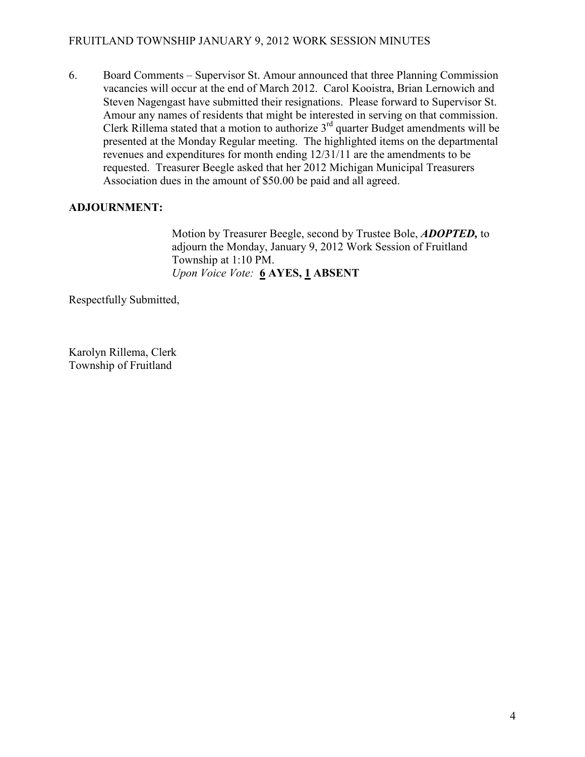6. Board Comments – Supervisor St. Amour announced that three Planning Commission vacancies will occur at the end of March 2012. Carol Kooistra, Brian Lernowich and Steven Nagengast have submitted their resignations. Please forward to Supervisor St. Amour any names of residents that might be interested in serving on that commission. Clerk Rillema stated that a motion to authorize 3rd quarter Budget amendments will be presented at the Monday Regular meeting. The highlighted items on the departmental revenues and expenditures for month ending 12/31/11 are the amendments to be requested. Treasurer Beegle asked that her 2012 Michigan Municipal Treasurers Association dues in the amount of $50.00 be paid and all agreed.

**ADJOURNMENT:**

Motion by Treasurer Beegle, second by Trustee Bole, ***ADOPTED,*** to adjourn the Monday, January 9, 2012 Work Session of Fruitland Township at 1:10 PM.
*Upon Voice Vote:* **6 AYES, 1 ABSENT**

Respectfully Submitted,

Karolyn Rillema, Clerk
Township of Fruitland